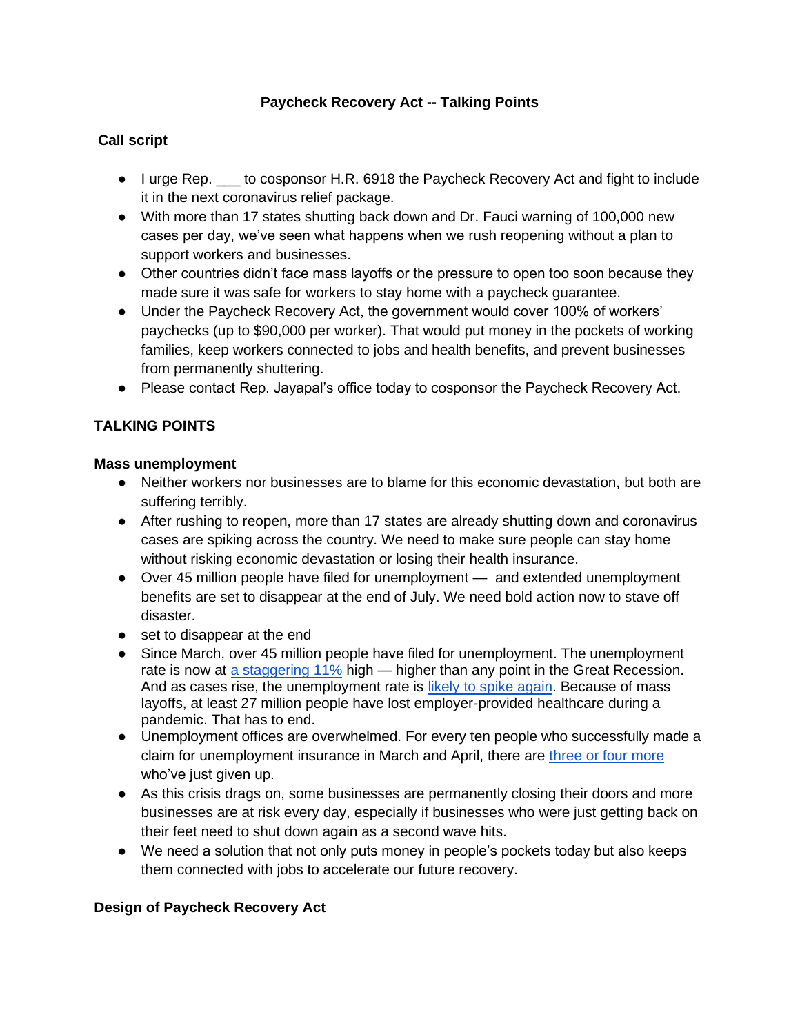**Paycheck Recovery Act -- Talking Points**

**Call script**

- I urge Rep. ___ to cosponsor H.R. 6918 the Paycheck Recovery Act and fight to include it in the next coronavirus relief package.
- With more than 17 states shutting back down and Dr. Fauci warning of 100,000 new cases per day, we've seen what happens when we rush reopening without a plan to support workers and businesses.
- Other countries didn't face mass layoffs or the pressure to open too soon because they made sure it was safe for workers to stay home with a paycheck guarantee.
- Under the Paycheck Recovery Act, the government would cover 100% of workers' paychecks (up to $90,000 per worker). That would put money in the pockets of working families, keep workers connected to jobs and health benefits, and prevent businesses from permanently shuttering.
- Please contact Rep. Jayapal's office today to cosponsor the Paycheck Recovery Act.

**TALKING POINTS**

**Mass unemployment**

- Neither workers nor businesses are to blame for this economic devastation, but both are suffering terribly.
- After rushing to reopen, more than 17 states are already shutting down and coronavirus cases are spiking across the country. We need to make sure people can stay home without risking economic devastation or losing their health insurance.
- Over 45 million people have filed for unemployment — and extended unemployment benefits are set to disappear at the end of July. We need bold action now to stave off disaster.
- set to disappear at the end
- Since March, over 45 million people have filed for unemployment. The unemployment rate is now at a staggering 11% high — higher than any point in the Great Recession. And as cases rise, the unemployment rate is likely to spike again. Because of mass layoffs, at least 27 million people have lost employer-provided healthcare during a pandemic. That has to end.
- Unemployment offices are overwhelmed. For every ten people who successfully made a claim for unemployment insurance in March and April, there are three or four more who've just given up.
- As this crisis drags on, some businesses are permanently closing their doors and more businesses are at risk every day, especially if businesses who were just getting back on their feet need to shut down again as a second wave hits.
- We need a solution that not only puts money in people's pockets today but also keeps them connected with jobs to accelerate our future recovery.

**Design of Paycheck Recovery Act**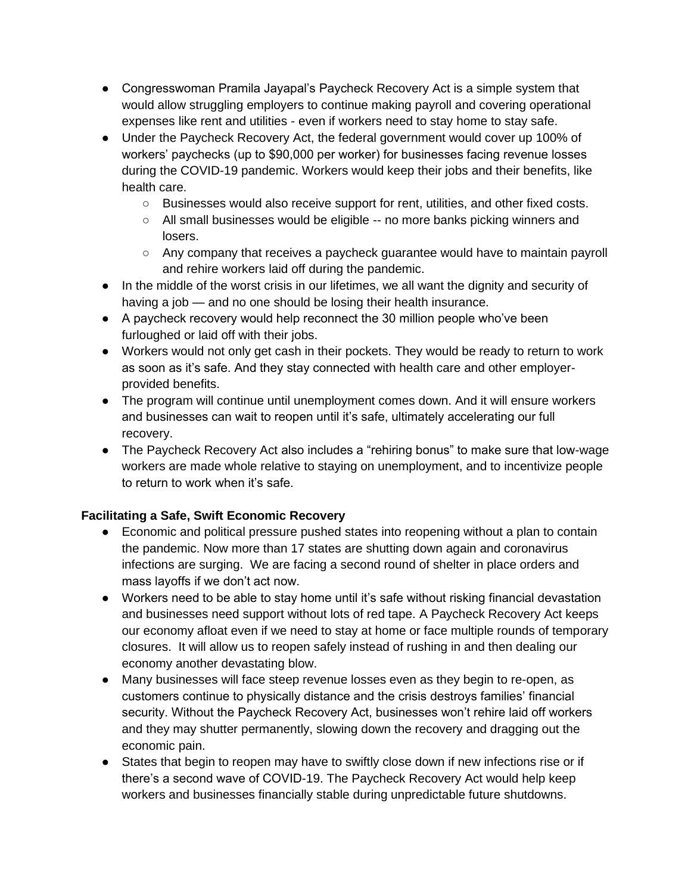- Congresswoman Pramila Jayapal's Paycheck Recovery Act is a simple system that would allow struggling employers to continue making payroll and covering operational expenses like rent and utilities - even if workers need to stay home to stay safe.
- Under the Paycheck Recovery Act, the federal government would cover up 100% of workers' paychecks (up to $90,000 per worker) for businesses facing revenue losses during the COVID-19 pandemic. Workers would keep their jobs and their benefits, like health care.
    - Businesses would also receive support for rent, utilities, and other fixed costs.
    - All small businesses would be eligible -- no more banks picking winners and losers.
    - Any company that receives a paycheck guarantee would have to maintain payroll and rehire workers laid off during the pandemic.
- In the middle of the worst crisis in our lifetimes, we all want the dignity and security of having a job — and no one should be losing their health insurance.
- A paycheck recovery would help reconnect the 30 million people who've been furloughed or laid off with their jobs.
- Workers would not only get cash in their pockets. They would be ready to return to work as soon as it's safe. And they stay connected with health care and other employer-provided benefits.
- The program will continue until unemployment comes down. And it will ensure workers and businesses can wait to reopen until it's safe, ultimately accelerating our full recovery.
- The Paycheck Recovery Act also includes a "rehiring bonus" to make sure that low-wage workers are made whole relative to staying on unemployment, and to incentivize people to return to work when it's safe.

**Facilitating a Safe, Swift Economic Recovery**

- Economic and political pressure pushed states into reopening without a plan to contain the pandemic. Now more than 17 states are shutting down again and coronavirus infections are surging. We are facing a second round of shelter in place orders and mass layoffs if we don't act now.
- Workers need to be able to stay home until it's safe without risking financial devastation and businesses need support without lots of red tape. A Paycheck Recovery Act keeps our economy afloat even if we need to stay at home or face multiple rounds of temporary closures. It will allow us to reopen safely instead of rushing in and then dealing our economy another devastating blow.
- Many businesses will face steep revenue losses even as they begin to re-open, as customers continue to physically distance and the crisis destroys families' financial security. Without the Paycheck Recovery Act, businesses won't rehire laid off workers and they may shutter permanently, slowing down the recovery and dragging out the economic pain.
- States that begin to reopen may have to swiftly close down if new infections rise or if there's a second wave of COVID-19. The Paycheck Recovery Act would help keep workers and businesses financially stable during unpredictable future shutdowns.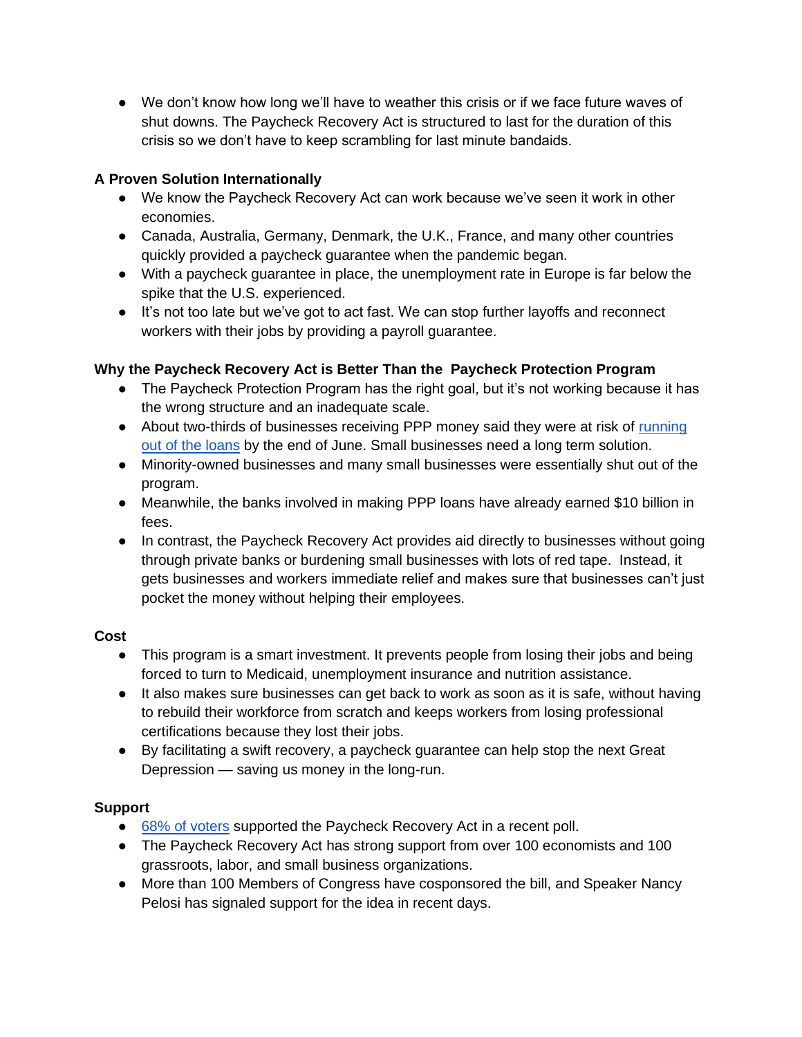- We don't know how long we'll have to weather this crisis or if we face future waves of shut downs. The Paycheck Recovery Act is structured to last for the duration of this crisis so we don't have to keep scrambling for last minute bandaids.

**A Proven Solution Internationally**

- We know the Paycheck Recovery Act can work because we've seen it work in other economies.
- Canada, Australia, Germany, Denmark, the U.K., France, and many other countries quickly provided a paycheck guarantee when the pandemic began.
- With a paycheck guarantee in place, the unemployment rate in Europe is far below the spike that the U.S. experienced.
- It's not too late but we've got to act fast. We can stop further layoffs and reconnect workers with their jobs by providing a payroll guarantee.

**Why the Paycheck Recovery Act is Better Than the Paycheck Protection Program**

- The Paycheck Protection Program has the right goal, but it's not working because it has the wrong structure and an inadequate scale.
- About two-thirds of businesses receiving PPP money said they were at risk of running out of the loans by the end of June. Small businesses need a long term solution.
- Minority-owned businesses and many small businesses were essentially shut out of the program.
- Meanwhile, the banks involved in making PPP loans have already earned $10 billion in fees.
- In contrast, the Paycheck Recovery Act provides aid directly to businesses without going through private banks or burdening small businesses with lots of red tape. Instead, it gets businesses and workers immediate relief and makes sure that businesses can't just pocket the money without helping their employees.

**Cost**

- This program is a smart investment. It prevents people from losing their jobs and being forced to turn to Medicaid, unemployment insurance and nutrition assistance.
- It also makes sure businesses can get back to work as soon as it is safe, without having to rebuild their workforce from scratch and keeps workers from losing professional certifications because they lost their jobs.
- By facilitating a swift recovery, a paycheck guarantee can help stop the next Great Depression — saving us money in the long-run.

**Support**

- 68% of voters supported the Paycheck Recovery Act in a recent poll.
- The Paycheck Recovery Act has strong support from over 100 economists and 100 grassroots, labor, and small business organizations.
- More than 100 Members of Congress have cosponsored the bill, and Speaker Nancy Pelosi has signaled support for the idea in recent days.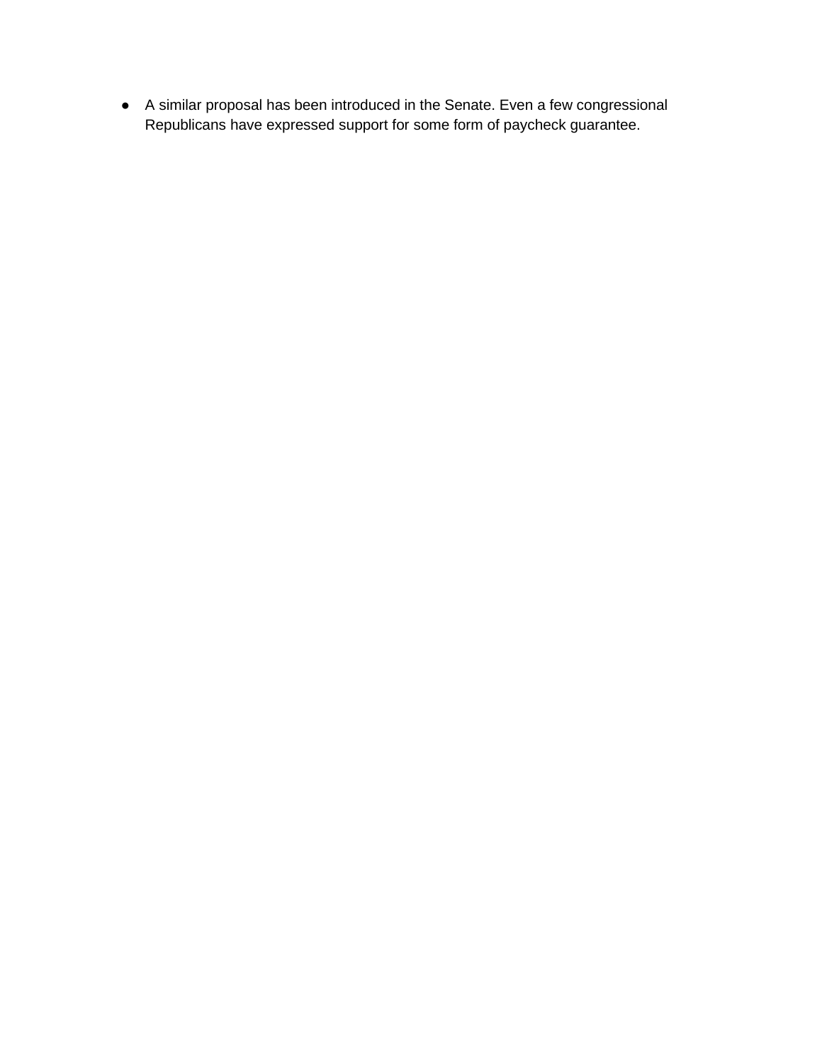- A similar proposal has been introduced in the Senate. Even a few congressional Republicans have expressed support for some form of paycheck guarantee.